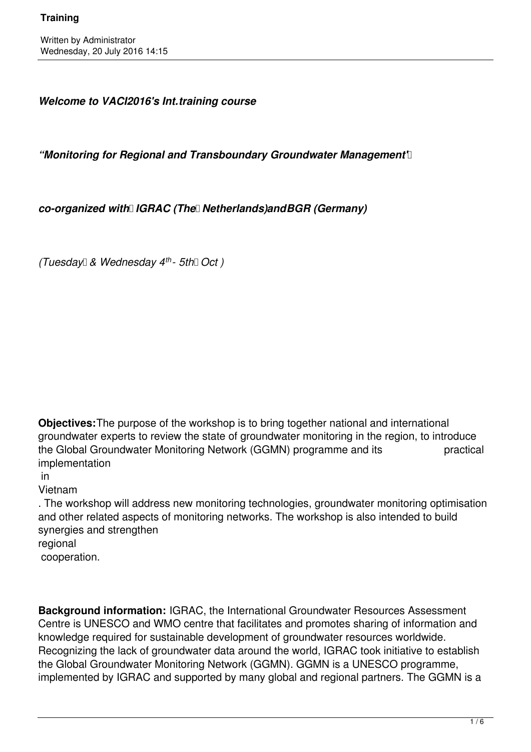*Welcome to VACI2016's Int.training course*

*"Monitoring for Regional and Transboundary Groundwater Management"*

*co-organized with IGRAC (The Netherlands) and BGR (Germany)*

*(Tuesday & Wednesday 4th - 5th Oct )*

**Objectives:** The purpose of the workshop is to bring together national and international groundwater experts to review the state of groundwater monitoring in the region, to introduce the Global Groundwater Monitoring Network (GGMN) programme and its practical implementation in Vietnam. The workshop will address new monitoring technologies, groundwater monitoring optimisation and other related aspects of monitoring networks. The workshop is also intended to build synergies and strengthen regional cooperation.

**Background information:** IGRAC, the International Groundwater Resources Assessment Centre is UNESCO and WMO centre that facilitates and promotes sharing of information and knowledge required for sustainable development of groundwater resources worldwide. Recognizing the lack of groundwater data around the world, IGRAC took initiative to establish the Global Groundwater Monitoring Network (GGMN). GGMN is a UNESCO programme, implemented by IGRAC and supported by many global and regional partners. The GGMN is a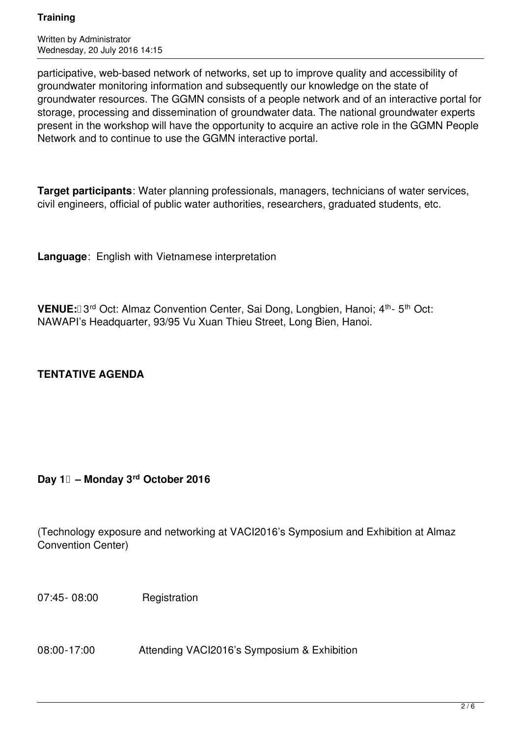participative, web-based network of networks, set up to improve quality and accessibility of groundwater monitoring information and subsequently our knowledge on the state of groundwater resources. The GGMN consists of a people network and of an interactive portal for storage, processing and dissemination of groundwater data. The national groundwater experts present in the workshop will have the opportunity to acquire an active role in the GGMN People Network and to continue to use the GGMN interactive portal.

**Target participants**: Water planning professionals, managers, technicians of water services, civil engineers, official of public water authorities, researchers, graduated students, etc.

**Language**: English with Vietnamese interpretation

**VENUE:** 3rd Oct: Almaz Convention Center, Sai Dong, Longbien, Hanoi; 4th- 5th Oct: NAWAPI's Headquarter, 93/95 Vu Xuan Thieu Street, Long Bien, Hanoi.

**TENTATIVE AGENDA**

**Day 1 – Monday 3rd October 2016**

(Technology exposure and networking at VACI2016's Symposium and Exhibition at Almaz Convention Center)

07:45- 08:00 Registration

08:00-17:00 Attending VACI2016's Symposium & Exhibition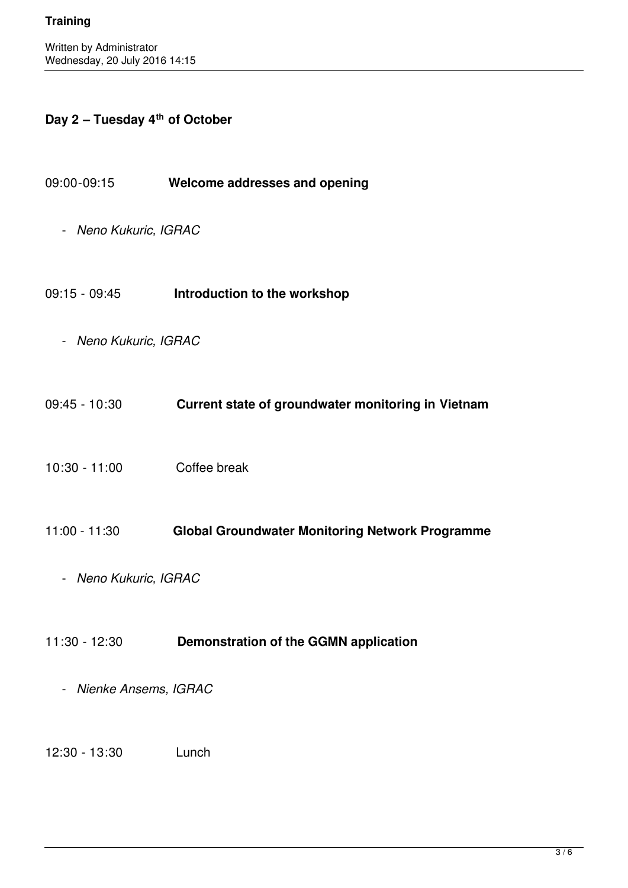## Day 2 – Tuesday 4th of October

09:00-09:15 **Welcome addresses and opening**

- *Neno Kukuric, IGRAC*

09:15 - 09:45 **Introduction to the workshop**

- *Neno Kukuric, IGRAC*

09:45 - 10:30 **Current state of groundwater monitoring in Vietnam**

10:30 - 11:00 Coffee break

11:00 - 11:30 **Global Groundwater Monitoring Network Programme**

- *Neno Kukuric, IGRAC*

11:30 - 12:30 **Demonstration of the GGMN application**

- *Nienke Ansems, IGRAC*

12:30 - 13:30 Lunch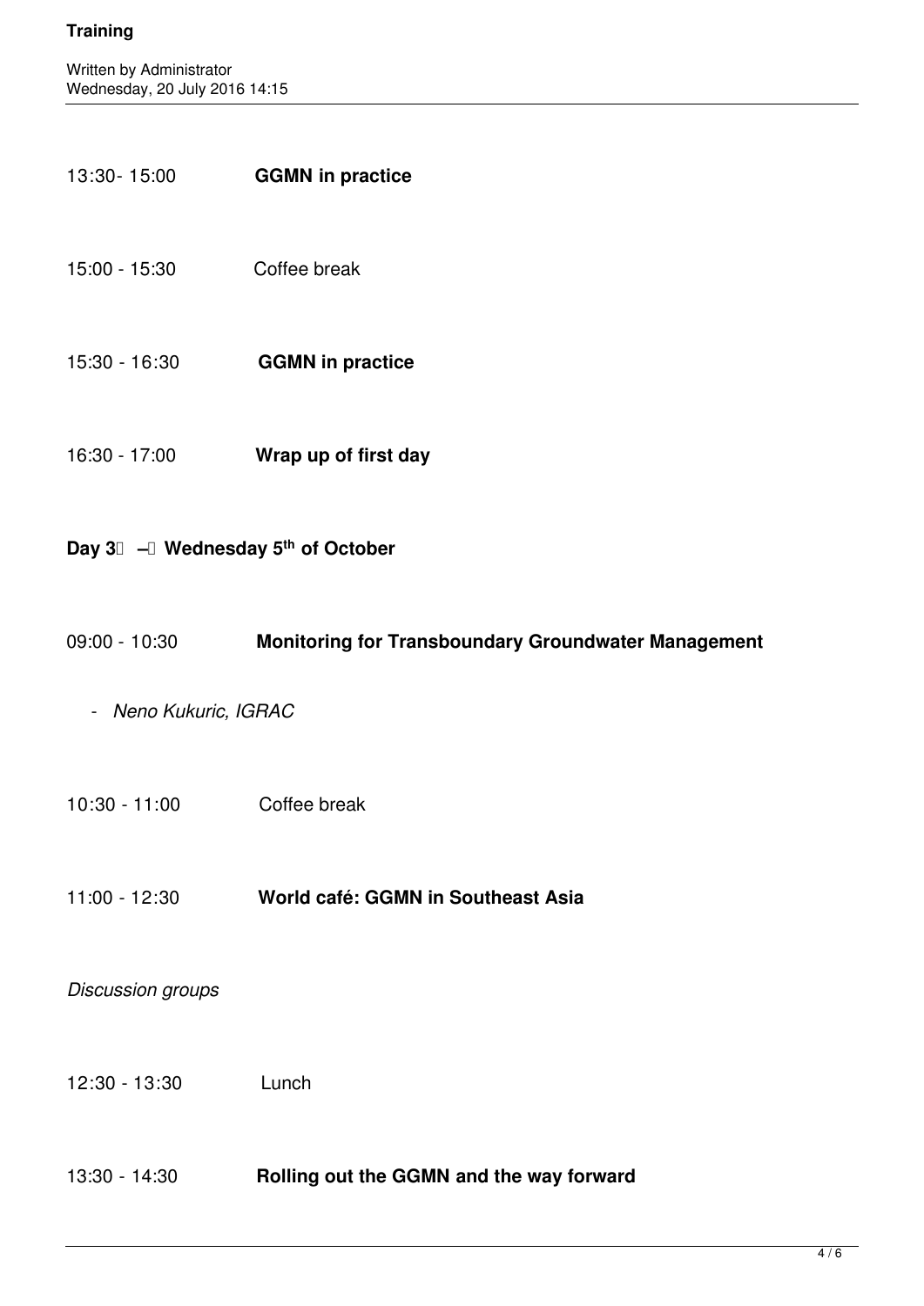13:30- 15:00 **GGMN in practice**

15:00 - 15:30 Coffee break

15:30 - 16:30 **GGMN in practice**

16:30 - 17:00 **Wrap up of first day**

**Day 3 – Wednesday 5th of October**

09:00 - 10:30 **Monitoring for Transboundary Groundwater Management**

- *Neno Kukuric, IGRAC*

10:30 - 11:00 Coffee break

11:00 - 12:30 **World café: GGMN in Southeast Asia**

*Discussion groups*

12:30 - 13:30 Lunch

13:30 - 14:30 **Rolling out the GGMN and the way forward**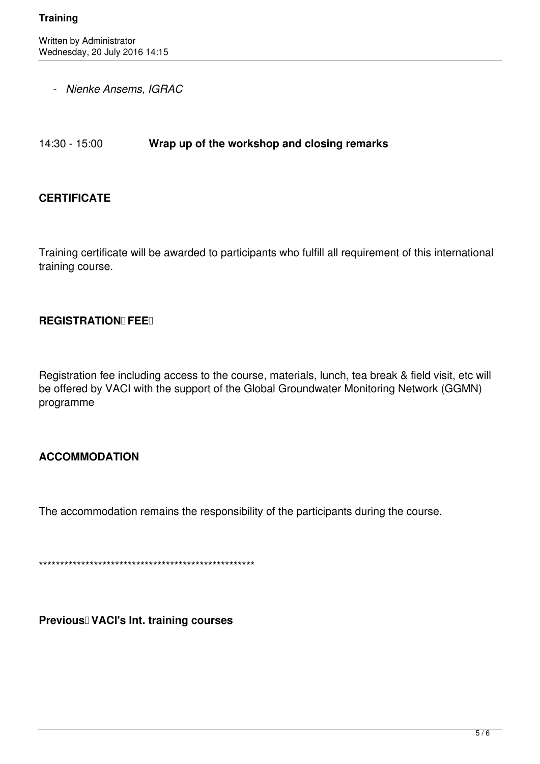- *Nienke Ansems, IGRAC*

14:30 - 15:00 **Wrap up of the workshop and closing remarks**

**CERTIFICATE**

Training certificate will be awarded to participants who fulfill all requirement of this international training course.

**REGISTRATION FEE**

Registration fee including access to the course, materials, lunch, tea break & field visit, etc will be offered by VACI with the support of the Global Groundwater Monitoring Network (GGMN) programme

**ACCOMMODATION**

The accommodation remains the responsibility of the participants during the course.

****************************************************

**Previous VACI's Int. training courses**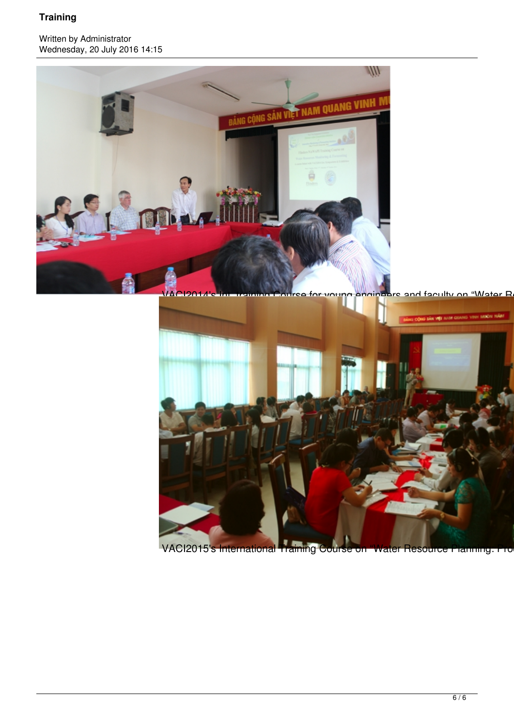VACI2014's Int. Training Course for young engineers and faculty on "Water Re

VACI2015's International Training Course on "Water Resource Planning: Pro